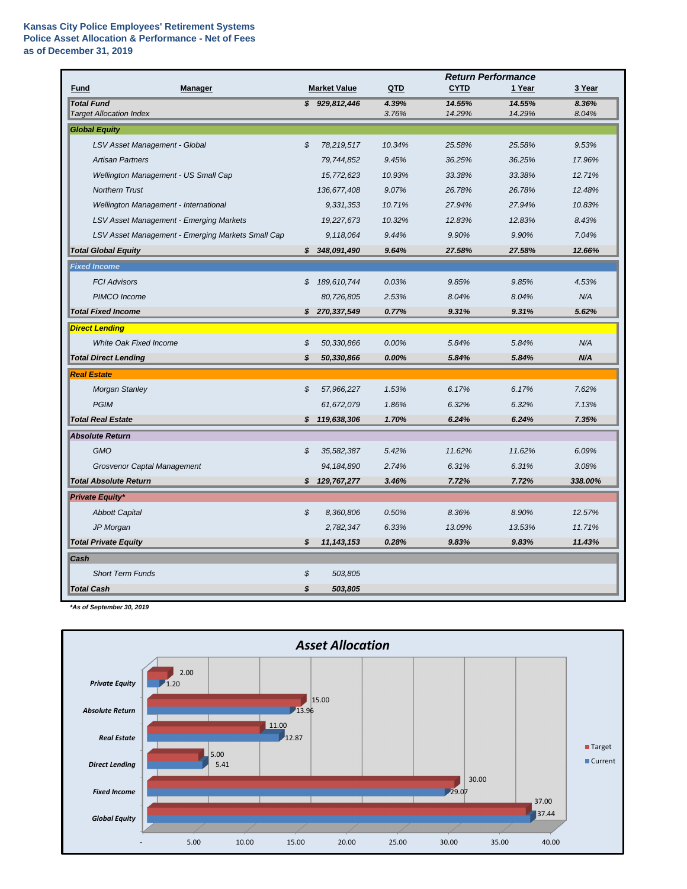**Kansas City Police Employees' Retirement Systems**
**Police Asset Allocation & Performance - Net of Fees**
**as of December 31, 2019**

| Fund | Manager | Market Value | QTD | CYTD | 1 Year | 3 Year |
|---|---|---|---|---|---|---|
| | | | | *Return Performance* | | |
| ***Total Fund*** | | ***$ 929,812,446*** | ***4.39%*** | ***14.55%*** | ***14.55%*** | ***8.36%*** |
| *Target Allocation Index* | | | *3.76%* | *14.29%* | *14.29%* | *8.04%* |
| ***Global Equity*** | | | | | | |
| | *LSV Asset Management - Global* | *$ 78,219,517* | *10.34%* | *25.58%* | *25.58%* | *9.53%* |
| | *Artisan Partners* | *79,744,852* | *9.45%* | *36.25%* | *36.25%* | *17.96%* |
| | *Wellington Management - US Small Cap* | *15,772,623* | *10.93%* | *33.38%* | *33.38%* | *12.71%* |
| | *Northern Trust* | *136,677,408* | *9.07%* | *26.78%* | *26.78%* | *12.48%* |
| | *Wellington Management - International* | *9,331,353* | *10.71%* | *27.94%* | *27.94%* | *10.83%* |
| | *LSV Asset Management - Emerging Markets* | *19,227,673* | *10.32%* | *12.83%* | *12.83%* | *8.43%* |
| | *LSV Asset Management - Emerging Markets Small Cap* | *9,118,064* | *9.44%* | *9.90%* | *9.90%* | *7.04%* |
| ***Total Global Equity*** | | ***$ 348,091,490*** | ***9.64%*** | ***27.58%*** | ***27.58%*** | ***12.66%*** |
| ***Fixed Income*** | | | | | | |
| | *FCI Advisors* | *$ 189,610,744* | *0.03%* | *9.85%* | *9.85%* | *4.53%* |
| | *PIMCO Income* | *80,726,805* | *2.53%* | *8.04%* | *8.04%* | *N/A* |
| ***Total Fixed Income*** | | ***$ 270,337,549*** | ***0.77%*** | ***9.31%*** | ***9.31%*** | ***5.62%*** |
| ***Direct Lending*** | | | | | | |
| | *White Oak Fixed Income* | *$ 50,330,866* | *0.00%* | *5.84%* | *5.84%* | *N/A* |
| ***Total Direct Lending*** | | ***$ 50,330,866*** | ***0.00%*** | ***5.84%*** | ***5.84%*** | ***N/A*** |
| ***Real Estate*** | | | | | | |
| | *Morgan Stanley* | *$ 57,966,227* | *1.53%* | *6.17%* | *6.17%* | *7.62%* |
| | *PGIM* | *61,672,079* | *1.86%* | *6.32%* | *6.32%* | *7.13%* |
| ***Total Real Estate*** | | ***$ 119,638,306*** | ***1.70%*** | ***6.24%*** | ***6.24%*** | ***7.35%*** |
| ***Absolute Return*** | | | | | | |
| | *GMO* | *$ 35,582,387* | *5.42%* | *11.62%* | *11.62%* | *6.09%* |
| | *Grosvenor Captal Management* | *94,184,890* | *2.74%* | *6.31%* | *6.31%* | *3.08%* |
| ***Total Absolute Return*** | | ***$ 129,767,277*** | ***3.46%*** | ***7.72%*** | ***7.72%*** | ***338.00%*** |
| ***Private Equity**** | | | | | | |
| | *Abbott Capital* | *$ 8,360,806* | *0.50%* | *8.36%* | *8.90%* | *12.57%* |
| | *JP Morgan* | *2,782,347* | *6.33%* | *13.09%* | *13.53%* | *11.71%* |
| ***Total Private Equity*** | | ***$ 11,143,153*** | ***0.28%*** | ***9.83%*** | ***9.83%*** | ***11.43%*** |
| ***Cash*** | | | | | | |
| | *Short Term Funds* | *$ 503,805* | | | | |
| ***Total Cash*** | | ***$ 503,805*** | | | | |

****As of September 30, 2019***

***Asset Allocation***

| Asset Class | Target | Current |
|---|---|---|
| Private Equity | 2.00 | 1.20 |
| Absolute Return | 15.00 | 13.96 |
| Real Estate | 11.00 | 12.87 |
| Direct Lending | 5.00 | 5.41 |
| Fixed Income | 30.00 | 29.07 |
| Global Equity | 37.00 | 37.44 |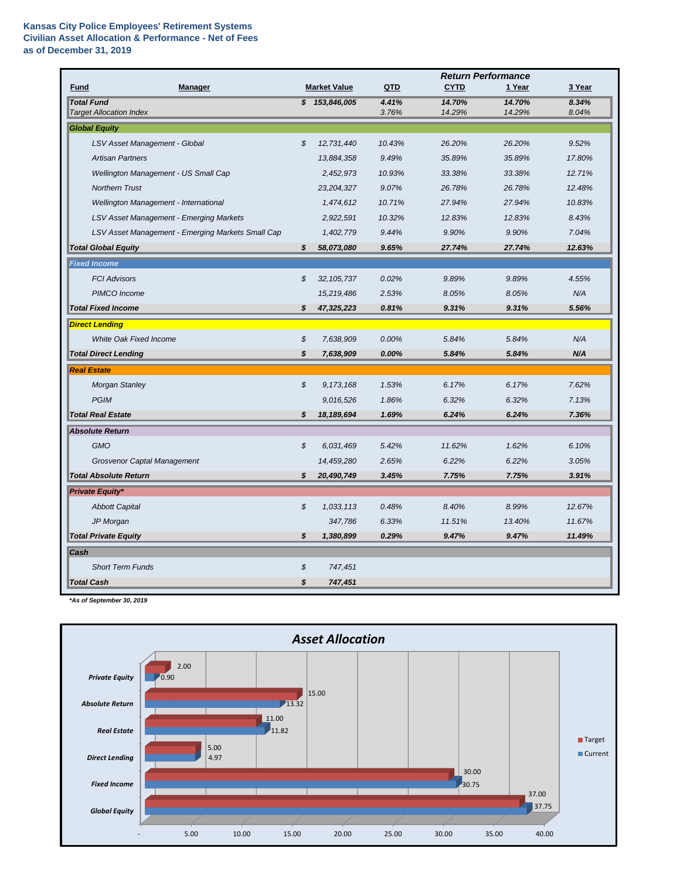**Kansas City Police Employees' Retirement Systems**
**Civilian Asset Allocation & Performance - Net of Fees**
**as of December 31, 2019**

| | | | Return Performance | | | |
|---|---|---|---|---|---|---|
| **Fund** | **Manager** | **Market Value** | **QTD** | **CYTD** | **1 Year** | **3 Year** |
| **Total Fund** | | **$ 153,846,005** | **4.41%** | **14.70%** | **14.70%** | **8.34%** |
| Target Allocation Index | | | 3.76% | 14.29% | 14.29% | 8.04% |
| **Global Equity** | | | | | | |
| | LSV Asset Management - Global | $ 12,731,440 | 10.43% | 26.20% | 26.20% | 9.52% |
| | Artisan Partners | 13,884,358 | 9.49% | 35.89% | 35.89% | 17.80% |
| | Wellington Management - US Small Cap | 2,452,973 | 10.93% | 33.38% | 33.38% | 12.71% |
| | Northern Trust | 23,204,327 | 9.07% | 26.78% | 26.78% | 12.48% |
| | Wellington Management - International | 1,474,612 | 10.71% | 27.94% | 27.94% | 10.83% |
| | LSV Asset Management - Emerging Markets | 2,922,591 | 10.32% | 12.83% | 12.83% | 8.43% |
| | LSV Asset Management - Emerging Markets Small Cap | 1,402,779 | 9.44% | 9.90% | 9.90% | 7.04% |
| **Total Global Equity** | | **$ 58,073,080** | **9.65%** | **27.74%** | **27.74%** | **12.63%** |
| **Fixed Income** | | | | | | |
| | FCI Advisors | $ 32,105,737 | 0.02% | 9.89% | 9.89% | 4.55% |
| | PIMCO Income | 15,219,486 | 2.53% | 8.05% | 8.05% | N/A |
| **Total Fixed Income** | | **$ 47,325,223** | **0.81%** | **9.31%** | **9.31%** | **5.56%** |
| **Direct Lending** | | | | | | |
| | White Oak Fixed Income | $ 7,638,909 | 0.00% | 5.84% | 5.84% | N/A |
| **Total Direct Lending** | | **$ 7,638,909** | **0.00%** | **5.84%** | **5.84%** | **N/A** |
| **Real Estate** | | | | | | |
| | Morgan Stanley | $ 9,173,168 | 1.53% | 6.17% | 6.17% | 7.62% |
| | PGIM | 9,016,526 | 1.86% | 6.32% | 6.32% | 7.13% |
| **Total Real Estate** | | **$ 18,189,694** | **1.69%** | **6.24%** | **6.24%** | **7.36%** |
| **Absolute Return** | | | | | | |
| | GMO | $ 6,031,469 | 5.42% | 11.62% | 1.62% | 6.10% |
| | Grosvenor Captal Management | 14,459,280 | 2.65% | 6.22% | 6.22% | 3.05% |
| **Total Absolute Return** | | **$ 20,490,749** | **3.45%** | **7.75%** | **7.75%** | **3.91%** |
| **Private Equity*** | | | | | | |
| | Abbott Capital | $ 1,033,113 | 0.48% | 8.40% | 8.99% | 12.67% |
| | JP Morgan | 347,786 | 6.33% | 11.51% | 13.40% | 11.67% |
| **Total Private Equity** | | **$ 1,380,899** | **0.29%** | **9.47%** | **9.47%** | **11.49%** |
| **Cash** | | | | | | |
| | Short Term Funds | $ 747,451 | | | | |
| **Total Cash** | | **$ 747,451** | | | | |

***As of September 30, 2019**

**Asset Allocation**

Private Equity 2.00 0.90
Absolute Return 15.00 13.32
Real Estate 11.00 11.82
Direct Lending 5.00 4.97
Fixed Income 30.00 30.75
Global Equity 37.00 37.75

- 5.00 10.00 15.00 20.00 25.00 30.00 35.00 40.00

Target
Current